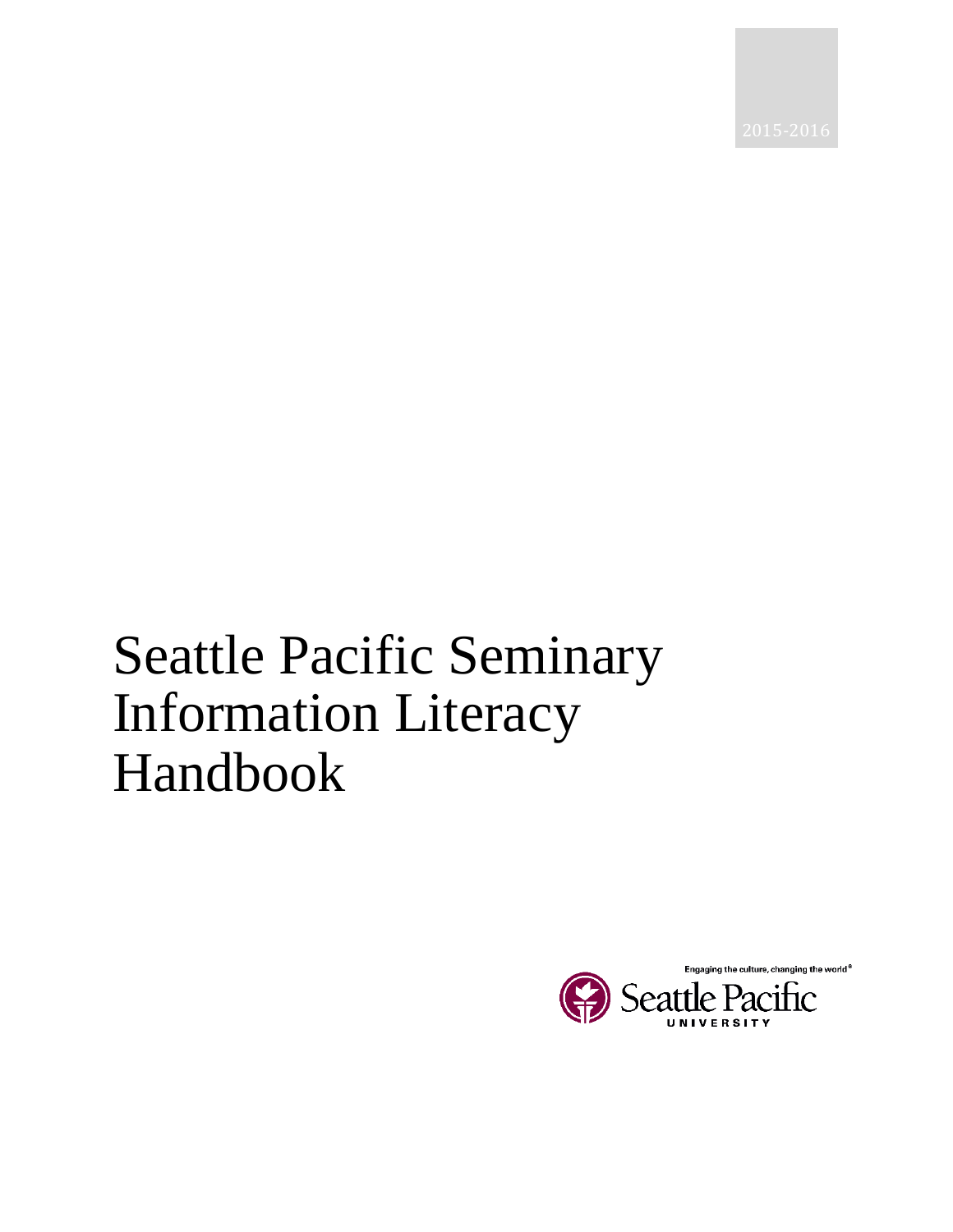2015-2016

# Seattle Pacific Seminary Information Literacy Handbook

Engaging the culture, changing the world®

Seattle Pacific UNIVERSITY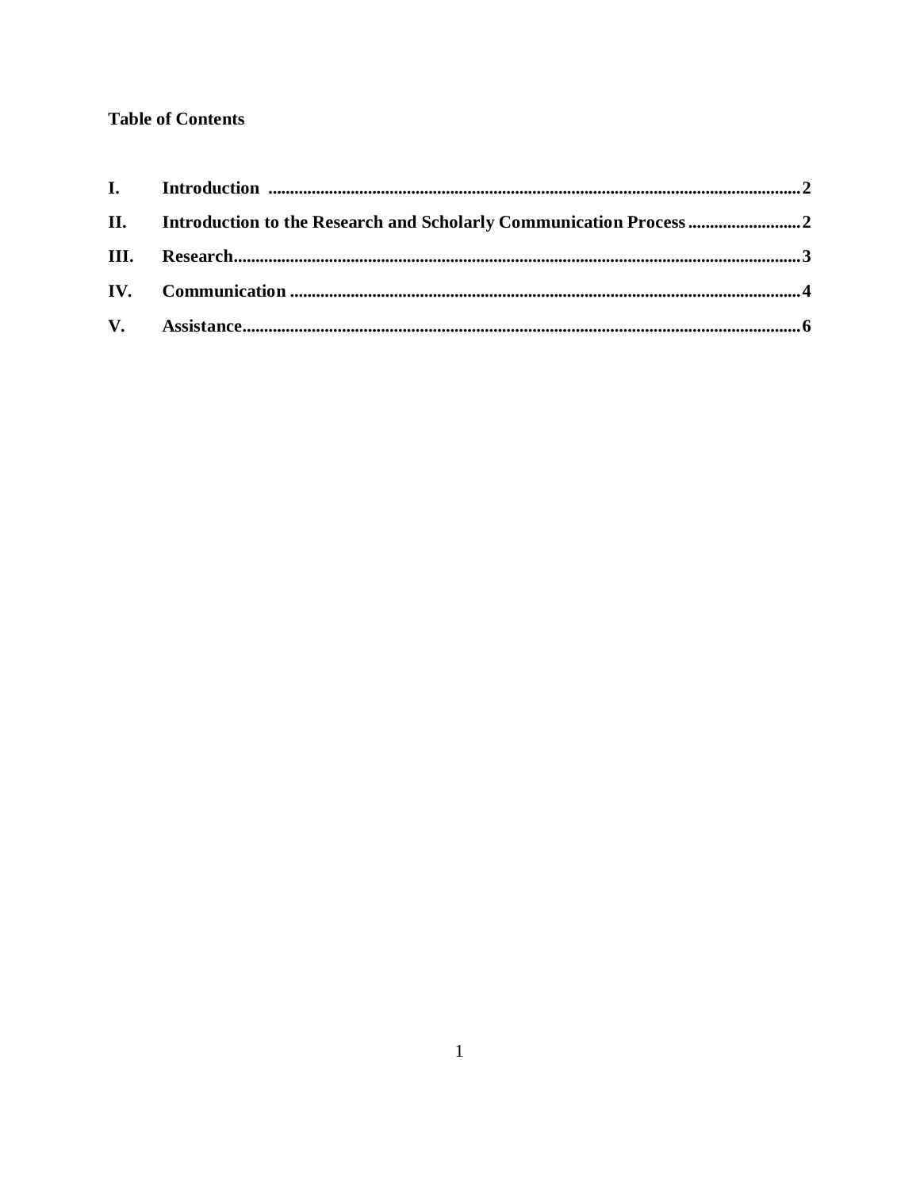**Table of Contents**

| | | |
|---|---|---|
| **I.** | **Introduction** | **2** |
| **II.** | **Introduction to the Research and Scholarly Communication Process** | **2** |
| **III.** | **Research** | **3** |
| **IV.** | **Communication** | **4** |
| **V.** | **Assistance** | **6** |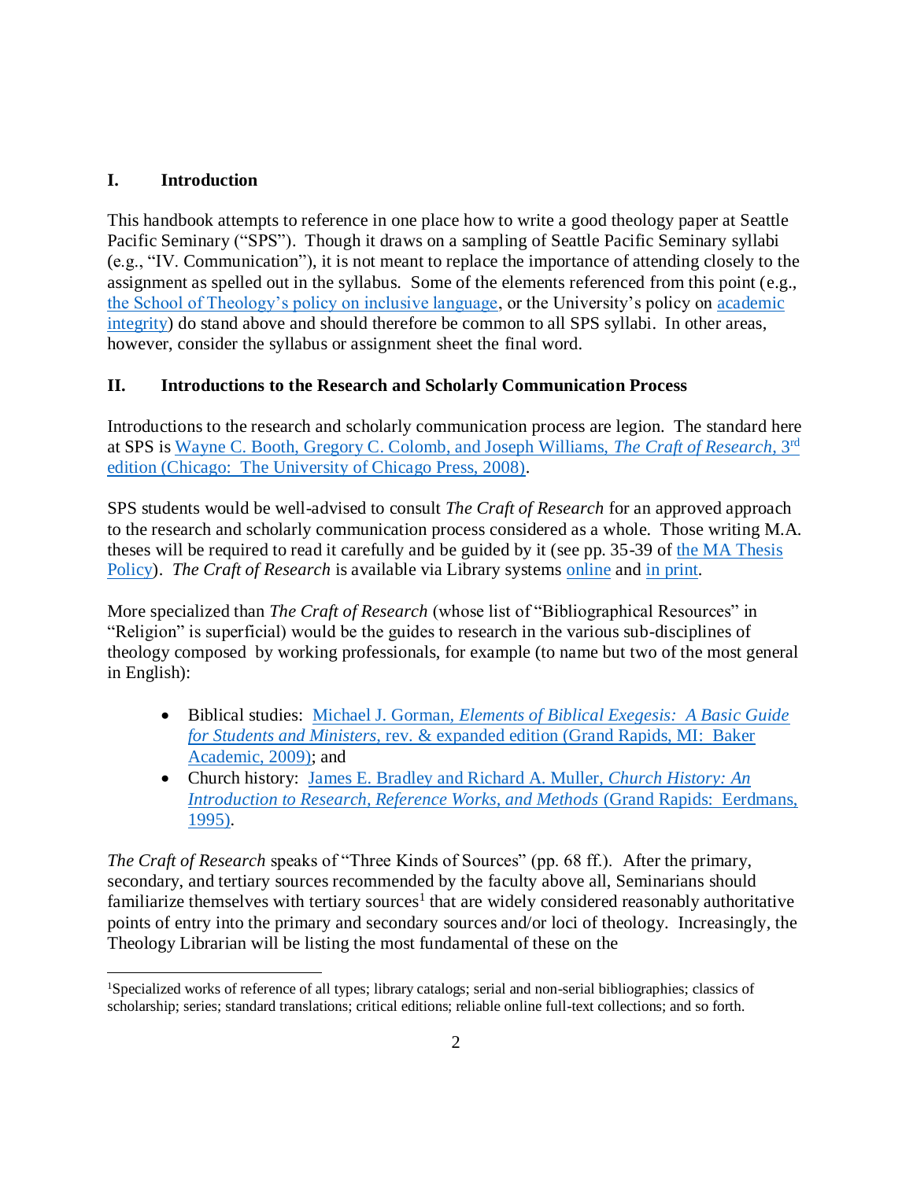## I. Introduction

This handbook attempts to reference in one place how to write a good theology paper at Seattle Pacific Seminary ("SPS"). Though it draws on a sampling of Seattle Pacific Seminary syllabi (e.g., "IV. Communication"), it is not meant to replace the importance of attending closely to the assignment as spelled out in the syllabus. Some of the elements referenced from this point (e.g., [the School of Theology's policy on inclusive language], or the University's policy on [academic integrity]) do stand above and should therefore be common to all SPS syllabi. In other areas, however, consider the syllabus or assignment sheet the final word.

## II. Introductions to the Research and Scholarly Communication Process

Introductions to the research and scholarly communication process are legion. The standard here at SPS is [Wayne C. Booth, Gregory C. Colomb, and Joseph Williams, *The Craft of Research*, 3rd edition (Chicago: The University of Chicago Press, 2008)].

SPS students would be well-advised to consult *The Craft of Research* for an approved approach to the research and scholarly communication process considered as a whole. Those writing M.A. theses will be required to read it carefully and be guided by it (see pp. 35-39 of [the MA Thesis Policy]). *The Craft of Research* is available via Library systems [online] and [in print].

More specialized than *The Craft of Research* (whose list of "Bibliographical Resources" in "Religion" is superficial) would be the guides to research in the various sub-disciplines of theology composed by working professionals, for example (to name but two of the most general in English):

- Biblical studies: [Michael J. Gorman, *Elements of Biblical Exegesis: A Basic Guide for Students and Ministers*, rev. & expanded edition (Grand Rapids, MI: Baker Academic, 2009)]; and
- Church history: [James E. Bradley and Richard A. Muller, *Church History: An Introduction to Research, Reference Works, and Methods* (Grand Rapids: Eerdmans, 1995)].

*The Craft of Research* speaks of "Three Kinds of Sources" (pp. 68 ff.). After the primary, secondary, and tertiary sources recommended by the faculty above all, Seminarians should familiarize themselves with tertiary sources[1] that are widely considered reasonably authoritative points of entry into the primary and secondary sources and/or loci of theology. Increasingly, the Theology Librarian will be listing the most fundamental of these on the

[1] Specialized works of reference of all types; library catalogs; serial and non-serial bibliographies; classics of scholarship; series; standard translations; critical editions; reliable online full-text collections; and so forth.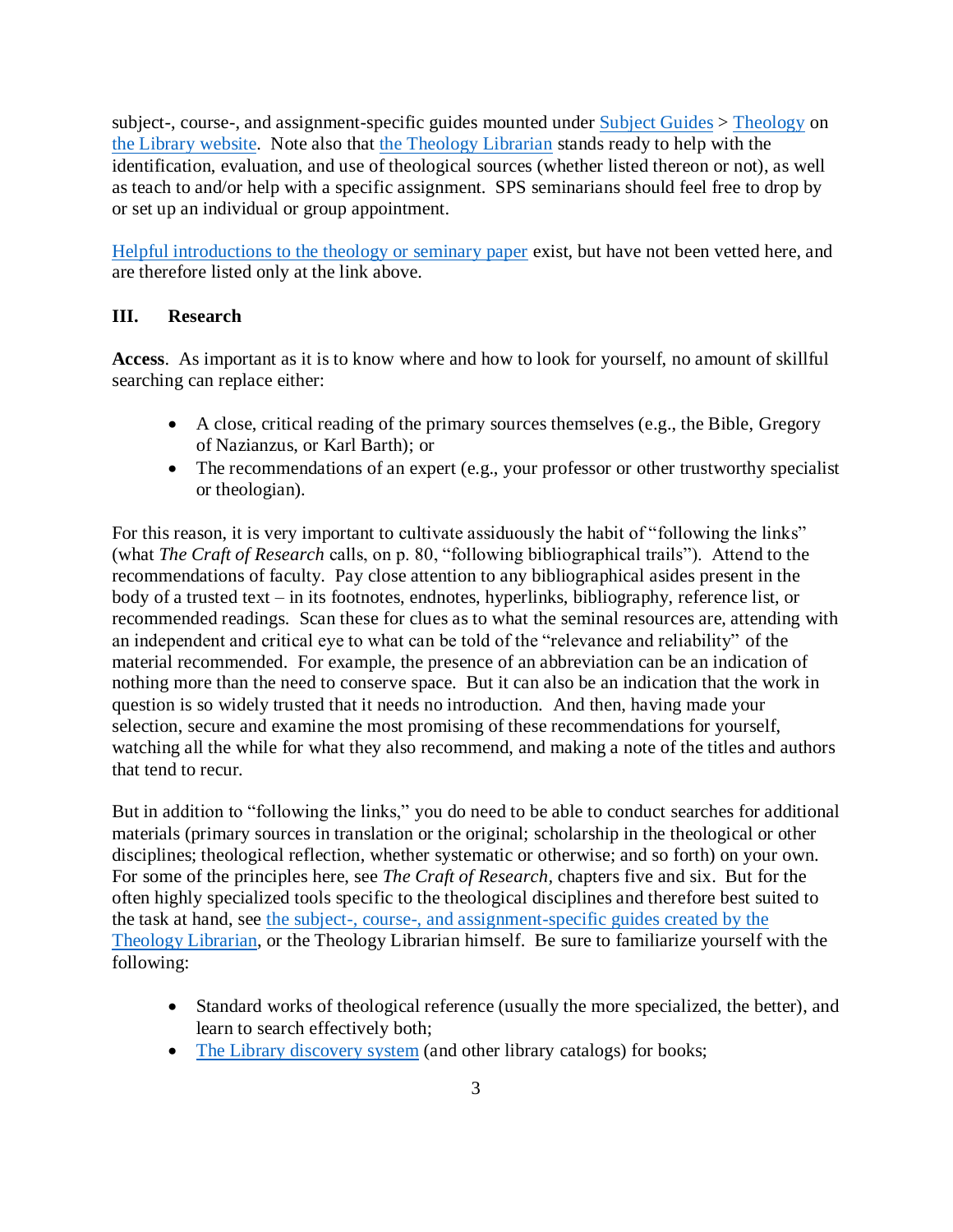subject-, course-, and assignment-specific guides mounted under [Subject Guides](#) > [Theology](#) on [the Library website](#). Note also that [the Theology Librarian](#) stands ready to help with the identification, evaluation, and use of theological sources (whether listed thereon or not), as well as teach to and/or help with a specific assignment. SPS seminarians should feel free to drop by or set up an individual or group appointment.

[Helpful introductions to the theology or seminary paper](#) exist, but have not been vetted here, and are therefore listed only at the link above.

## III. Research

**Access**. As important as it is to know where and how to look for yourself, no amount of skillful searching can replace either:

- A close, critical reading of the primary sources themselves (e.g., the Bible, Gregory of Nazianzus, or Karl Barth); or
- The recommendations of an expert (e.g., your professor or other trustworthy specialist or theologian).

For this reason, it is very important to cultivate assiduously the habit of "following the links" (what *The Craft of Research* calls, on p. 80, "following bibliographical trails"). Attend to the recommendations of faculty. Pay close attention to any bibliographical asides present in the body of a trusted text – in its footnotes, endnotes, hyperlinks, bibliography, reference list, or recommended readings. Scan these for clues as to what the seminal resources are, attending with an independent and critical eye to what can be told of the "relevance and reliability" of the material recommended. For example, the presence of an abbreviation can be an indication of nothing more than the need to conserve space. But it can also be an indication that the work in question is so widely trusted that it needs no introduction. And then, having made your selection, secure and examine the most promising of these recommendations for yourself, watching all the while for what they also recommend, and making a note of the titles and authors that tend to recur.

But in addition to "following the links," you do need to be able to conduct searches for additional materials (primary sources in translation or the original; scholarship in the theological or other disciplines; theological reflection, whether systematic or otherwise; and so forth) on your own. For some of the principles here, see *The Craft of Research*, chapters five and six. But for the often highly specialized tools specific to the theological disciplines and therefore best suited to the task at hand, see [the subject-, course-, and assignment-specific guides created by the Theology Librarian](#), or the Theology Librarian himself. Be sure to familiarize yourself with the following:

- Standard works of theological reference (usually the more specialized, the better), and learn to search effectively both;
- [The Library discovery system](#) (and other library catalogs) for books;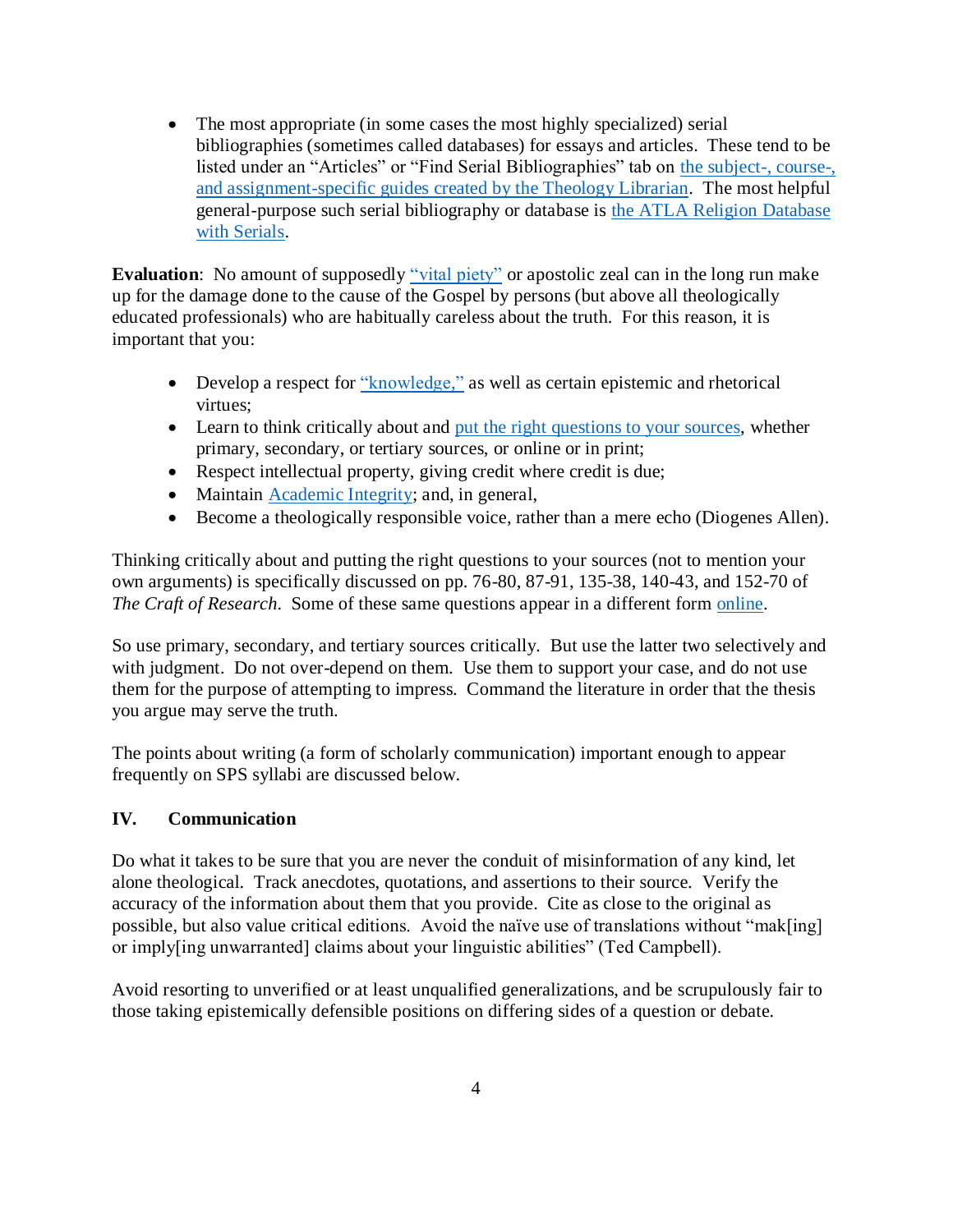- The most appropriate (in some cases the most highly specialized) serial bibliographies (sometimes called databases) for essays and articles. These tend to be listed under an "Articles" or "Find Serial Bibliographies" tab on the subject-, course-, and assignment-specific guides created by the Theology Librarian. The most helpful general-purpose such serial bibliography or database is the ATLA Religion Database with Serials.

**Evaluation**: No amount of supposedly "vital piety" or apostolic zeal can in the long run make up for the damage done to the cause of the Gospel by persons (but above all theologically educated professionals) who are habitually careless about the truth. For this reason, it is important that you:

- Develop a respect for "knowledge," as well as certain epistemic and rhetorical virtues;
- Learn to think critically about and put the right questions to your sources, whether primary, secondary, or tertiary sources, or online or in print;
- Respect intellectual property, giving credit where credit is due;
- Maintain Academic Integrity; and, in general,
- Become a theologically responsible voice, rather than a mere echo (Diogenes Allen).

Thinking critically about and putting the right questions to your sources (not to mention your own arguments) is specifically discussed on pp. 76-80, 87-91, 135-38, 140-43, and 152-70 of *The Craft of Research*. Some of these same questions appear in a different form online.

So use primary, secondary, and tertiary sources critically. But use the latter two selectively and with judgment. Do not over-depend on them. Use them to support your case, and do not use them for the purpose of attempting to impress. Command the literature in order that the thesis you argue may serve the truth.

The points about writing (a form of scholarly communication) important enough to appear frequently on SPS syllabi are discussed below.

## IV. Communication

Do what it takes to be sure that you are never the conduit of misinformation of any kind, let alone theological. Track anecdotes, quotations, and assertions to their source. Verify the accuracy of the information about them that you provide. Cite as close to the original as possible, but also value critical editions. Avoid the naïve use of translations without "mak[ing] or imply[ing unwarranted] claims about your linguistic abilities" (Ted Campbell).

Avoid resorting to unverified or at least unqualified generalizations, and be scrupulously fair to those taking epistemically defensible positions on differing sides of a question or debate.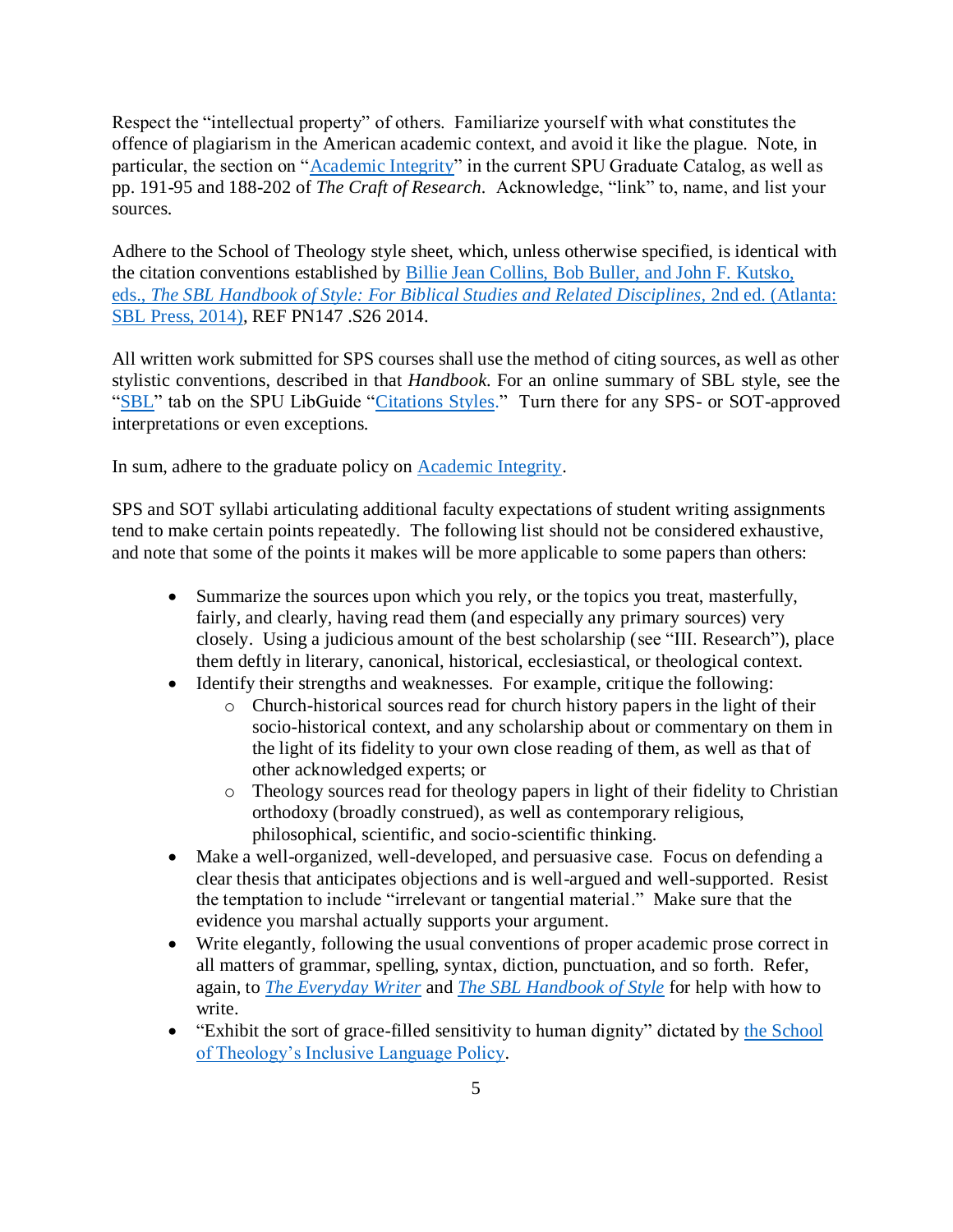Respect the "intellectual property" of others. Familiarize yourself with what constitutes the offence of plagiarism in the American academic context, and avoid it like the plague. Note, in particular, the section on "Academic Integrity" in the current SPU Graduate Catalog, as well as pp. 191-95 and 188-202 of *The Craft of Research*. Acknowledge, "link" to, name, and list your sources.

Adhere to the School of Theology style sheet, which, unless otherwise specified, is identical with the citation conventions established by Billie Jean Collins, Bob Buller, and John F. Kutsko, eds., *The SBL Handbook of Style: For Biblical Studies and Related Disciplines*, 2nd ed. (Atlanta: SBL Press, 2014), REF PN147 .S26 2014.

All written work submitted for SPS courses shall use the method of citing sources, as well as other stylistic conventions, described in that *Handbook*. For an online summary of SBL style, see the "SBL" tab on the SPU LibGuide "Citations Styles." Turn there for any SPS- or SOT-approved interpretations or even exceptions.

In sum, adhere to the graduate policy on Academic Integrity.

SPS and SOT syllabi articulating additional faculty expectations of student writing assignments tend to make certain points repeatedly. The following list should not be considered exhaustive, and note that some of the points it makes will be more applicable to some papers than others:

- Summarize the sources upon which you rely, or the topics you treat, masterfully, fairly, and clearly, having read them (and especially any primary sources) very closely. Using a judicious amount of the best scholarship (see "III. Research"), place them deftly in literary, canonical, historical, ecclesiastical, or theological context.
- Identify their strengths and weaknesses. For example, critique the following:
  - Church-historical sources read for church history papers in the light of their socio-historical context, and any scholarship about or commentary on them in the light of its fidelity to your own close reading of them, as well as that of other acknowledged experts; or
  - Theology sources read for theology papers in light of their fidelity to Christian orthodoxy (broadly construed), as well as contemporary religious, philosophical, scientific, and socio-scientific thinking.
- Make a well-organized, well-developed, and persuasive case. Focus on defending a clear thesis that anticipates objections and is well-argued and well-supported. Resist the temptation to include "irrelevant or tangential material." Make sure that the evidence you marshal actually supports your argument.
- Write elegantly, following the usual conventions of proper academic prose correct in all matters of grammar, spelling, syntax, diction, punctuation, and so forth. Refer, again, to *The Everyday Writer* and *The SBL Handbook of Style* for help with how to write.
- "Exhibit the sort of grace-filled sensitivity to human dignity" dictated by the School of Theology's Inclusive Language Policy.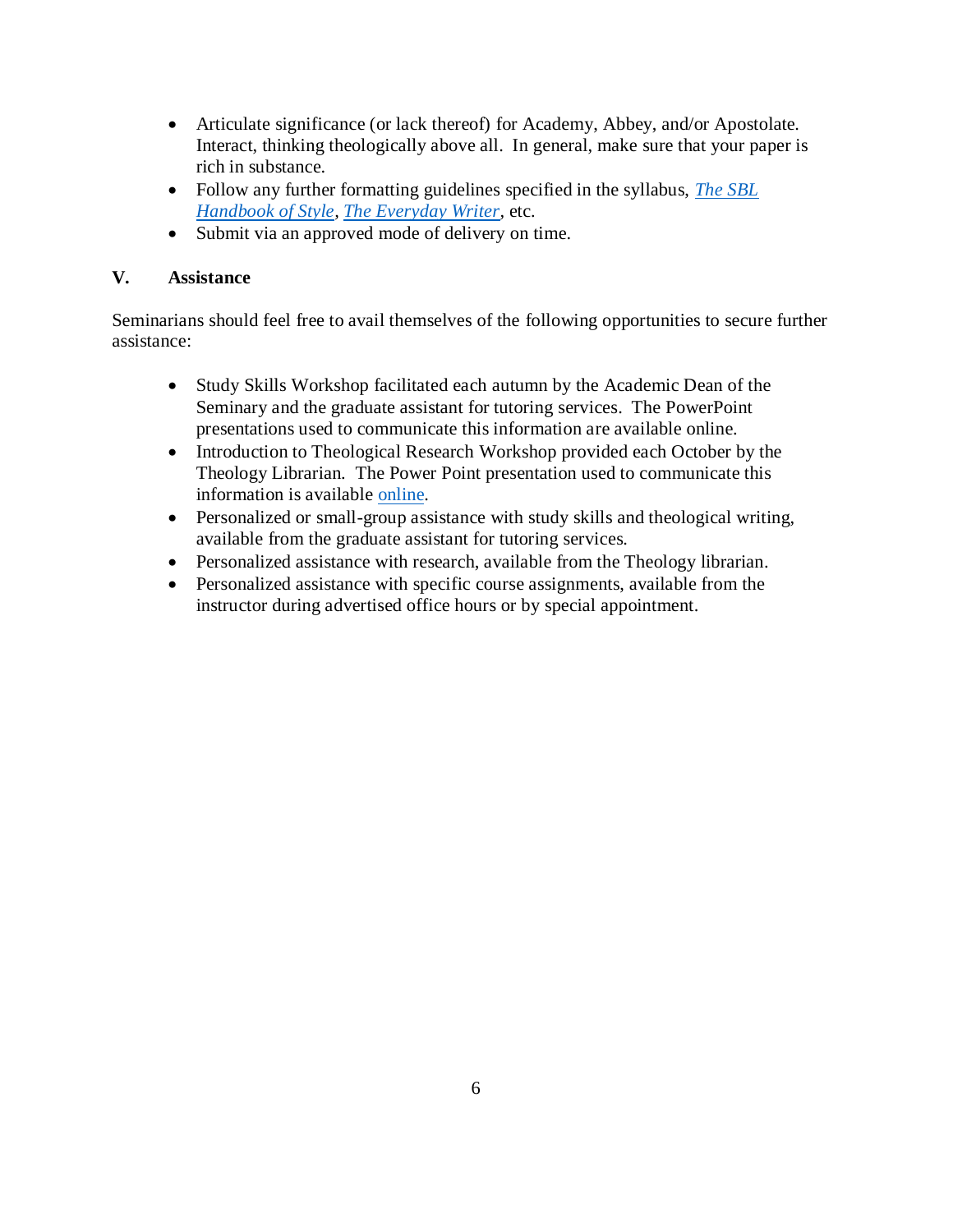- Articulate significance (or lack thereof) for Academy, Abbey, and/or Apostolate. Interact, thinking theologically above all. In general, make sure that your paper is rich in substance.
- Follow any further formatting guidelines specified in the syllabus, *The SBL Handbook of Style*, *The Everyday Writer*, etc.
- Submit via an approved mode of delivery on time.

## V. Assistance

Seminarians should feel free to avail themselves of the following opportunities to secure further assistance:

- Study Skills Workshop facilitated each autumn by the Academic Dean of the Seminary and the graduate assistant for tutoring services. The PowerPoint presentations used to communicate this information are available online.
- Introduction to Theological Research Workshop provided each October by the Theology Librarian. The Power Point presentation used to communicate this information is available online.
- Personalized or small-group assistance with study skills and theological writing, available from the graduate assistant for tutoring services.
- Personalized assistance with research, available from the Theology librarian.
- Personalized assistance with specific course assignments, available from the instructor during advertised office hours or by special appointment.